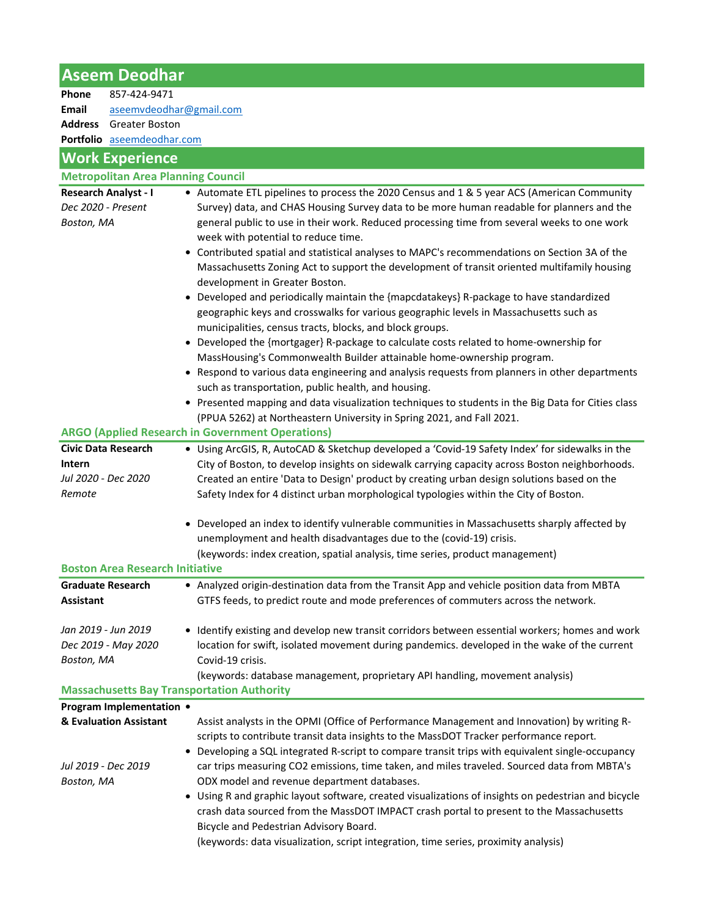# Aseem Deodhar

**Phone** 857-424-9471
**Email** aseemvdeodhar@gmail.com
**Address** Greater Boston
**Portfolio** aseemdeodhar.com

## Work Experience

### Metropolitan Area Planning Council

**Research Analyst - I**
*Dec 2020 - Present*
*Boston, MA*

- Automate ETL pipelines to process the 2020 Census and 1 & 5 year ACS (American Community Survey) data, and CHAS Housing Survey data to be more human readable for planners and the general public to use in their work. Reduced processing time from several weeks to one work week with potential to reduce time.
- Contributed spatial and statistical analyses to MAPC's recommendations on Section 3A of the Massachusetts Zoning Act to support the development of transit oriented multifamily housing development in Greater Boston.
- Developed and periodically maintain the {mapcdatakeys} R-package to have standardized geographic keys and crosswalks for various geographic levels in Massachusetts such as municipalities, census tracts, blocks, and block groups.
- Developed the {mortgager} R-package to calculate costs related to home-ownership for MassHousing's Commonwealth Builder attainable home-ownership program.
- Respond to various data engineering and analysis requests from planners in other departments such as transportation, public health, and housing.
- Presented mapping and data visualization techniques to students in the Big Data for Cities class (PPUA 5262) at Northeastern University in Spring 2021, and Fall 2021.

### ARGO (Applied Research in Government Operations)

**Civic Data Research Intern**
*Jul 2020 - Dec 2020*
*Remote*

- Using ArcGIS, R, AutoCAD & Sketchup developed a 'Covid-19 Safety Index' for sidewalks in the City of Boston, to develop insights on sidewalk carrying capacity across Boston neighborhoods. Created an entire 'Data to Design' product by creating urban design solutions based on the Safety Index for 4 distinct urban morphological typologies within the City of Boston.
- Developed an index to identify vulnerable communities in Massachusetts sharply affected by unemployment and health disadvantages due to the (covid-19) crisis.
  (keywords: index creation, spatial analysis, time series, product management)

### Boston Area Research Initiative

**Graduate Research Assistant**
*Jan 2019 - Jun 2019*
*Dec 2019 - May 2020*
*Boston, MA*

- Analyzed origin-destination data from the Transit App and vehicle position data from MBTA GTFS feeds, to predict route and mode preferences of commuters across the network.
- Identify existing and develop new transit corridors between essential workers; homes and work location for swift, isolated movement during pandemics. developed in the wake of the current Covid-19 crisis.
  (keywords: database management, proprietary API handling, movement analysis)

### Massachusetts Bay Transportation Authority

**Program Implementation & Evaluation Assistant**
*Jul 2019 - Dec 2019*
*Boston, MA*

- Assist analysts in the OPMI (Office of Performance Management and Innovation) by writing R-scripts to contribute transit data insights to the MassDOT Tracker performance report.
- Developing a SQL integrated R-script to compare transit trips with equivalent single-occupancy car trips measuring CO2 emissions, time taken, and miles traveled. Sourced data from MBTA's ODX model and revenue department databases.
- Using R and graphic layout software, created visualizations of insights on pedestrian and bicycle crash data sourced from the MassDOT IMPACT crash portal to present to the Massachusetts Bicycle and Pedestrian Advisory Board.
  (keywords: data visualization, script integration, time series, proximity analysis)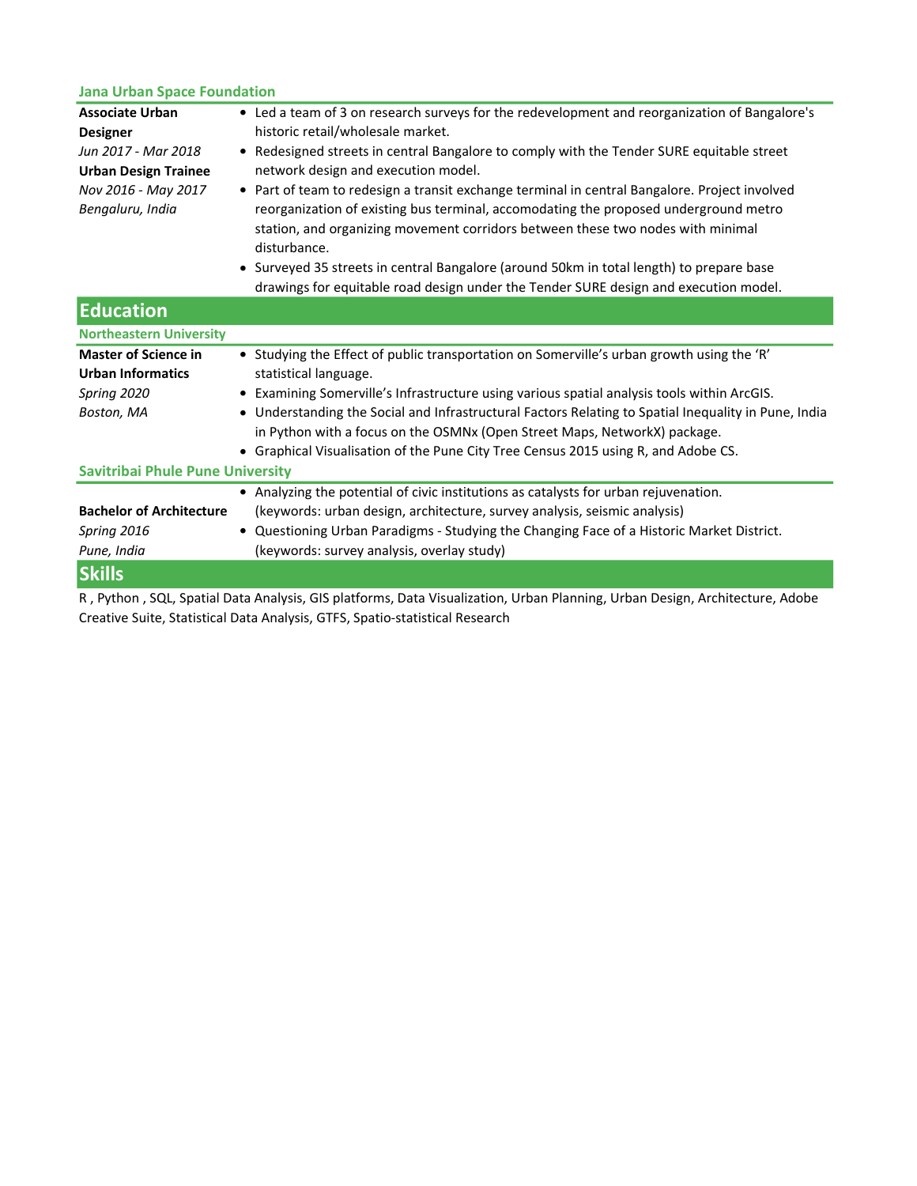### Jana Urban Space Foundation

**Associate Urban Designer**
*Jun 2017 - Mar 2018*
**Urban Design Trainee**
*Nov 2016 - May 2017*
*Bengaluru, India*

- Led a team of 3 on research surveys for the redevelopment and reorganization of Bangalore's historic retail/wholesale market.
- Redesigned streets in central Bangalore to comply with the Tender SURE equitable street network design and execution model.
- Part of team to redesign a transit exchange terminal in central Bangalore. Project involved reorganization of existing bus terminal, accomodating the proposed underground metro station, and organizing movement corridors between these two nodes with minimal disturbance.
- Surveyed 35 streets in central Bangalore (around 50km in total length) to prepare base drawings for equitable road design under the Tender SURE design and execution model.

## Education

### Northeastern University

**Master of Science in Urban Informatics**
*Spring 2020*
*Boston, MA*

- Studying the Effect of public transportation on Somerville's urban growth using the 'R' statistical language.
- Examining Somerville's Infrastructure using various spatial analysis tools within ArcGIS.
- Understanding the Social and Infrastructural Factors Relating to Spatial Inequality in Pune, India in Python with a focus on the OSMNx (Open Street Maps, NetworkX) package.
- Graphical Visualisation of the Pune City Tree Census 2015 using R, and Adobe CS.

### Savitribai Phule Pune University

**Bachelor of Architecture**
*Spring 2016*
*Pune, India*

- Analyzing the potential of civic institutions as catalysts for urban rejuvenation. (keywords: urban design, architecture, survey analysis, seismic analysis)
- Questioning Urban Paradigms - Studying the Changing Face of a Historic Market District. (keywords: survey analysis, overlay study)

## Skills

R , Python , SQL, Spatial Data Analysis, GIS platforms, Data Visualization, Urban Planning, Urban Design, Architecture, Adobe Creative Suite, Statistical Data Analysis, GTFS, Spatio-statistical Research